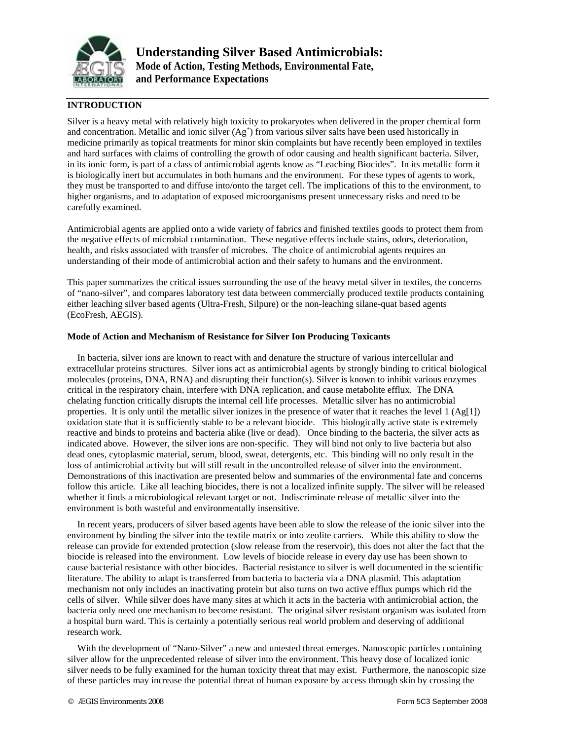# Understanding Silver Based Antimicrobials:

**Mode of Action, Testing Methods, Environmental Fate, and Performance Expectations**

## INTRODUCTION

Silver is a heavy metal with relatively high toxicity to prokaryotes when delivered in the proper chemical form and concentration. Metallic and ionic silver ($Ag^{+}$) from various silver salts have been used historically in medicine primarily as topical treatments for minor skin complaints but have recently been employed in textiles and hard surfaces with claims of controlling the growth of odor causing and health significant bacteria. Silver, in its ionic form, is part of a class of antimicrobial agents know as "Leaching Biocides". In its metallic form it is biologically inert but accumulates in both humans and the environment. For these types of agents to work, they must be transported to and diffuse into/onto the target cell. The implications of this to the environment, to higher organisms, and to adaptation of exposed microorganisms present unnecessary risks and need to be carefully examined.

Antimicrobial agents are applied onto a wide variety of fabrics and finished textiles goods to protect them from the negative effects of microbial contamination. These negative effects include stains, odors, deterioration, health, and risks associated with transfer of microbes. The choice of antimicrobial agents requires an understanding of their mode of antimicrobial action and their safety to humans and the environment.

This paper summarizes the critical issues surrounding the use of the heavy metal silver in textiles, the concerns of "nano-silver", and compares laboratory test data between commercially produced textile products containing either leaching silver based agents (Ultra-Fresh, Silpure) or the non-leaching silane-quat based agents (EcoFresh, AEGIS).

### Mode of Action and Mechanism of Resistance for Silver Ion Producing Toxicants

In bacteria, silver ions are known to react with and denature the structure of various intercellular and extracellular proteins structures. Silver ions act as antimicrobial agents by strongly binding to critical biological molecules (proteins, DNA, RNA) and disrupting their function(s). Silver is known to inhibit various enzymes critical in the respiratory chain, interfere with DNA replication, and cause metabolite efflux. The DNA chelating function critically disrupts the internal cell life processes. Metallic silver has no antimicrobial properties. It is only until the metallic silver ionizes in the presence of water that it reaches the level 1 (Ag[1]) oxidation state that it is sufficiently stable to be a relevant biocide. This biologically active state is extremely reactive and binds to proteins and bacteria alike (live or dead). Once binding to the bacteria, the silver acts as indicated above. However, the silver ions are non-specific. They will bind not only to live bacteria but also dead ones, cytoplasmic material, serum, blood, sweat, detergents, etc. This binding will no only result in the loss of antimicrobial activity but will still result in the uncontrolled release of silver into the environment. Demonstrations of this inactivation are presented below and summaries of the environmental fate and concerns follow this article. Like all leaching biocides, there is not a localized infinite supply. The silver will be released whether it finds a microbiological relevant target or not. Indiscriminate release of metallic silver into the environment is both wasteful and environmentally insensitive.

In recent years, producers of silver based agents have been able to slow the release of the ionic silver into the environment by binding the silver into the textile matrix or into zeolite carriers. While this ability to slow the release can provide for extended protection (slow release from the reservoir), this does not alter the fact that the biocide is released into the environment. Low levels of biocide release in every day use has been shown to cause bacterial resistance with other biocides. Bacterial resistance to silver is well documented in the scientific literature. The ability to adapt is transferred from bacteria to bacteria via a DNA plasmid. This adaptation mechanism not only includes an inactivating protein but also turns on two active efflux pumps which rid the cells of silver. While silver does have many sites at which it acts in the bacteria with antimicrobial action, the bacteria only need one mechanism to become resistant. The original silver resistant organism was isolated from a hospital burn ward. This is certainly a potentially serious real world problem and deserving of additional research work.

With the development of "Nano-Silver" a new and untested threat emerges. Nanoscopic particles containing silver allow for the unprecedented release of silver into the environment. This heavy dose of localized ionic silver needs to be fully examined for the human toxicity threat that may exist. Furthermore, the nanoscopic size of these particles may increase the potential threat of human exposure by access through skin by crossing the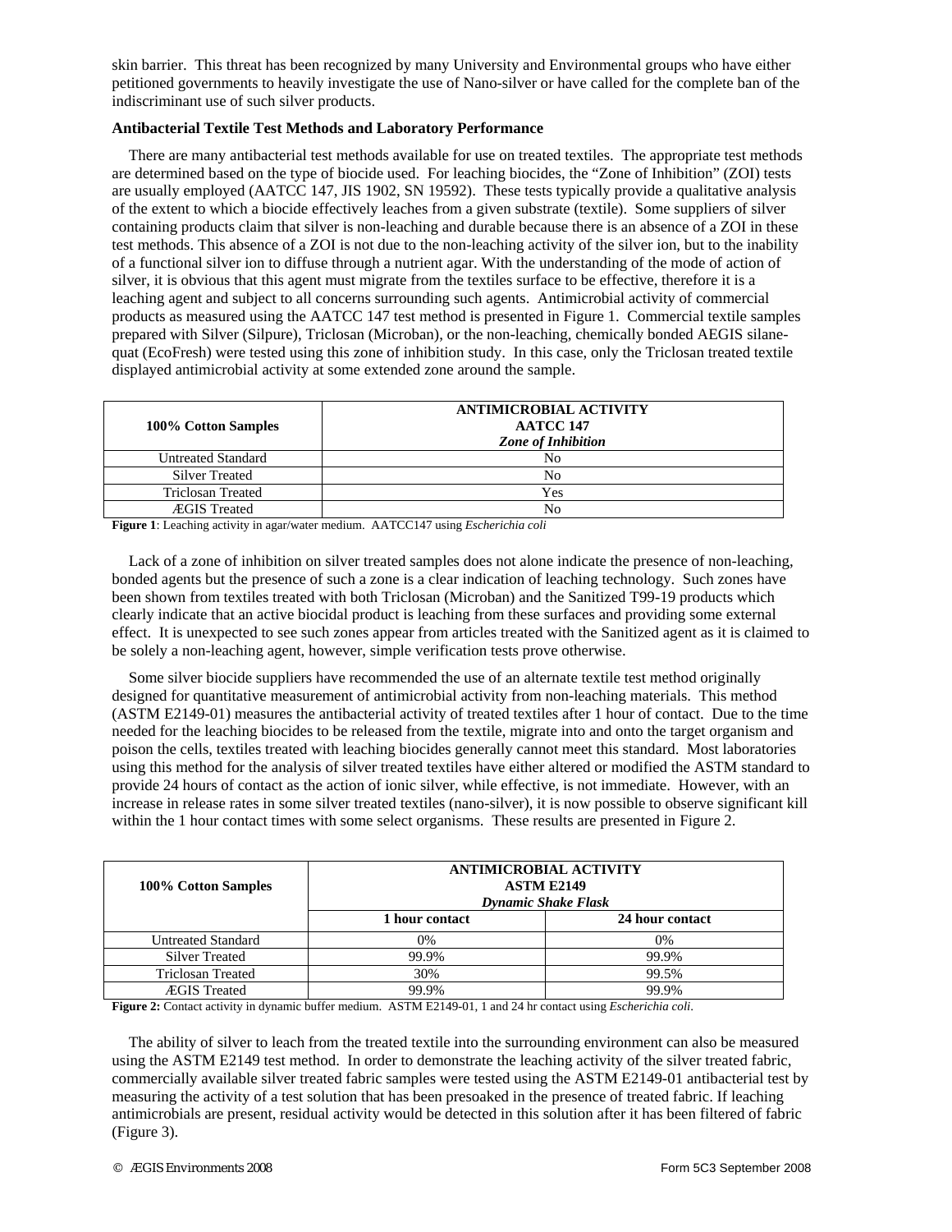skin barrier. This threat has been recognized by many University and Environmental groups who have either petitioned governments to heavily investigate the use of Nano-silver or have called for the complete ban of the indiscriminant use of such silver products.

**Antibacterial Textile Test Methods and Laboratory Performance**

There are many antibacterial test methods available for use on treated textiles. The appropriate test methods are determined based on the type of biocide used. For leaching biocides, the "Zone of Inhibition" (ZOI) tests are usually employed (AATCC 147, JIS 1902, SN 19592). These tests typically provide a qualitative analysis of the extent to which a biocide effectively leaches from a given substrate (textile). Some suppliers of silver containing products claim that silver is non-leaching and durable because there is an absence of a ZOI in these test methods. This absence of a ZOI is not due to the non-leaching activity of the silver ion, but to the inability of a functional silver ion to diffuse through a nutrient agar. With the understanding of the mode of action of silver, it is obvious that this agent must migrate from the textiles surface to be effective, therefore it is a leaching agent and subject to all concerns surrounding such agents. Antimicrobial activity of commercial products as measured using the AATCC 147 test method is presented in Figure 1. Commercial textile samples prepared with Silver (Silpure), Triclosan (Microban), or the non-leaching, chemically bonded AEGIS silane-quat (EcoFresh) were tested using this zone of inhibition study. In this case, only the Triclosan treated textile displayed antimicrobial activity at some extended zone around the sample.

| 100% Cotton Samples | ANTIMICROBIAL ACTIVITY AATCC 147 *Zone of Inhibition* |
|---|---|
| Untreated Standard | No |
| Silver Treated | No |
| Triclosan Treated | Yes |
| ÆGIS Treated | No |

**Figure 1**: Leaching activity in agar/water medium. AATCC147 using *Escherichia coli*

Lack of a zone of inhibition on silver treated samples does not alone indicate the presence of non-leaching, bonded agents but the presence of such a zone is a clear indication of leaching technology. Such zones have been shown from textiles treated with both Triclosan (Microban) and the Sanitized T99-19 products which clearly indicate that an active biocidal product is leaching from these surfaces and providing some external effect. It is unexpected to see such zones appear from articles treated with the Sanitized agent as it is claimed to be solely a non-leaching agent, however, simple verification tests prove otherwise.

Some silver biocide suppliers have recommended the use of an alternate textile test method originally designed for quantitative measurement of antimicrobial activity from non-leaching materials. This method (ASTM E2149-01) measures the antibacterial activity of treated textiles after 1 hour of contact. Due to the time needed for the leaching biocides to be released from the textile, migrate into and onto the target organism and poison the cells, textiles treated with leaching biocides generally cannot meet this standard. Most laboratories using this method for the analysis of silver treated textiles have either altered or modified the ASTM standard to provide 24 hours of contact as the action of ionic silver, while effective, is not immediate. However, with an increase in release rates in some silver treated textiles (nano-silver), it is now possible to observe significant kill within the 1 hour contact times with some select organisms. These results are presented in Figure 2.

| 100% Cotton Samples | ANTIMICROBIAL ACTIVITY ASTM E2149 *Dynamic Shake Flask* | |
|---|---|---|
| | 1 hour contact | 24 hour contact |
| Untreated Standard | 0% | 0% |
| Silver Treated | 99.9% | 99.9% |
| Triclosan Treated | 30% | 99.5% |
| ÆGIS Treated | 99.9% | 99.9% |

**Figure 2:** Contact activity in dynamic buffer medium. ASTM E2149-01, 1 and 24 hr contact using *Escherichia coli*.

The ability of silver to leach from the treated textile into the surrounding environment can also be measured using the ASTM E2149 test method. In order to demonstrate the leaching activity of the silver treated fabric, commercially available silver treated fabric samples were tested using the ASTM E2149-01 antibacterial test by measuring the activity of a test solution that has been presoaked in the presence of treated fabric. If leaching antimicrobials are present, residual activity would be detected in this solution after it has been filtered of fabric (Figure 3).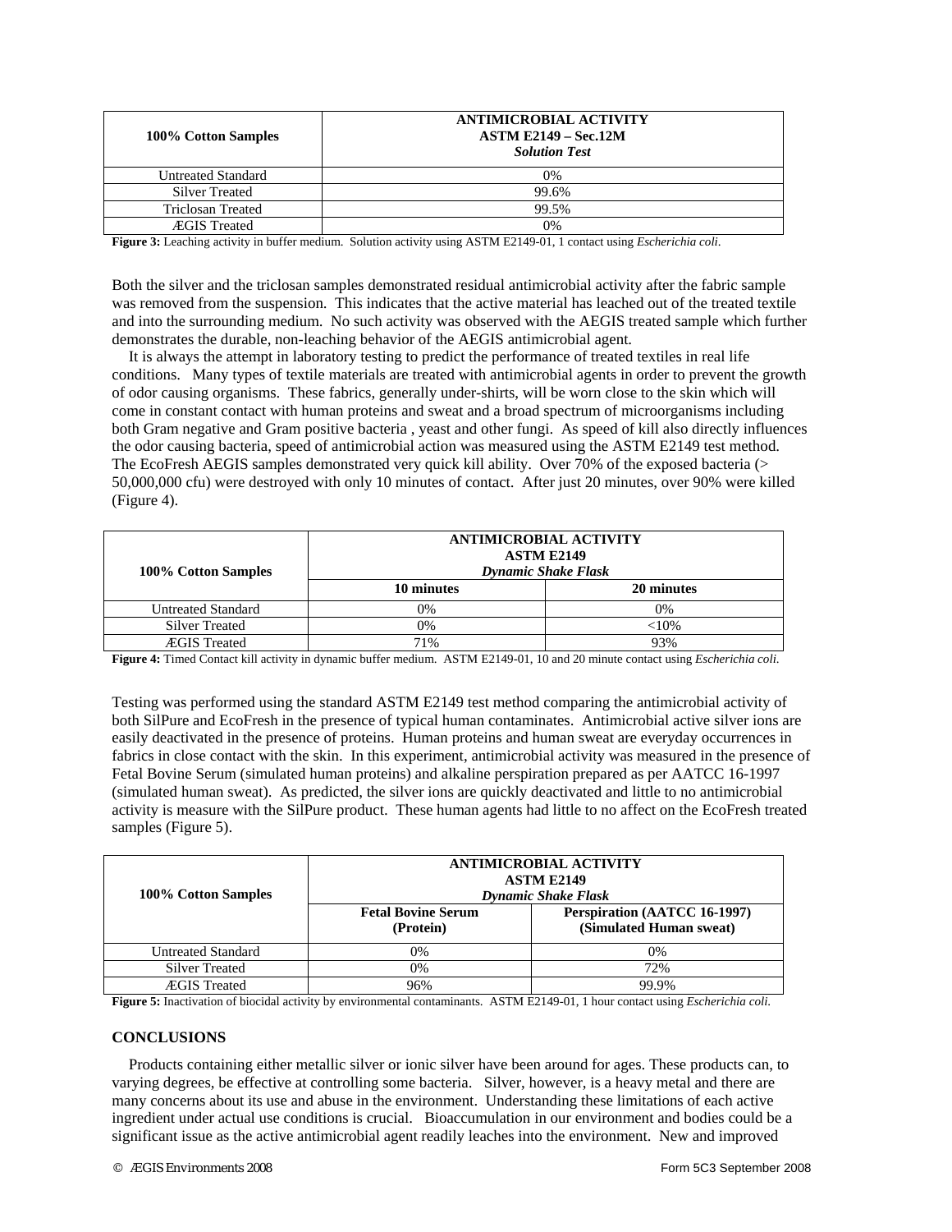| 100% Cotton Samples | ANTIMICROBIAL ACTIVITY<br>ASTM E2149 – Sec.12M<br>*Solution Test* |
|---|---|
| Untreated Standard | 0% |
| Silver Treated | 99.6% |
| Triclosan Treated | 99.5% |
| ÆGIS Treated | 0% |

**Figure 3:** Leaching activity in buffer medium. Solution activity using ASTM E2149-01, 1 contact using *Escherichia coli*.

Both the silver and the triclosan samples demonstrated residual antimicrobial activity after the fabric sample was removed from the suspension. This indicates that the active material has leached out of the treated textile and into the surrounding medium. No such activity was observed with the AEGIS treated sample which further demonstrates the durable, non-leaching behavior of the AEGIS antimicrobial agent.

It is always the attempt in laboratory testing to predict the performance of treated textiles in real life conditions. Many types of textile materials are treated with antimicrobial agents in order to prevent the growth of odor causing organisms. These fabrics, generally under-shirts, will be worn close to the skin which will come in constant contact with human proteins and sweat and a broad spectrum of microorganisms including both Gram negative and Gram positive bacteria , yeast and other fungi. As speed of kill also directly influences the odor causing bacteria, speed of antimicrobial action was measured using the ASTM E2149 test method. The EcoFresh AEGIS samples demonstrated very quick kill ability. Over 70% of the exposed bacteria (> 50,000,000 cfu) were destroyed with only 10 minutes of contact. After just 20 minutes, over 90% were killed (Figure 4).

| 100% Cotton Samples | ANTIMICROBIAL ACTIVITY<br>ASTM E2149<br>*Dynamic Shake Flask* | |
|---|---|---|
| | **10 minutes** | **20 minutes** |
| Untreated Standard | 0% | 0% |
| Silver Treated | 0% | <10% |
| ÆGIS Treated | 71% | 93% |

**Figure 4:** Timed Contact kill activity in dynamic buffer medium. ASTM E2149-01, 10 and 20 minute contact using *Escherichia coli*.

Testing was performed using the standard ASTM E2149 test method comparing the antimicrobial activity of both SilPure and EcoFresh in the presence of typical human contaminates. Antimicrobial active silver ions are easily deactivated in the presence of proteins. Human proteins and human sweat are everyday occurrences in fabrics in close contact with the skin. In this experiment, antimicrobial activity was measured in the presence of Fetal Bovine Serum (simulated human proteins) and alkaline perspiration prepared as per AATCC 16-1997 (simulated human sweat). As predicted, the silver ions are quickly deactivated and little to no antimicrobial activity is measure with the SilPure product. These human agents had little to no affect on the EcoFresh treated samples (Figure 5).

| 100% Cotton Samples | ANTIMICROBIAL ACTIVITY<br>ASTM E2149<br>*Dynamic Shake Flask* | |
|---|---|---|
| | **Fetal Bovine Serum (Protein)** | **Perspiration (AATCC 16-1997) (Simulated Human sweat)** |
| Untreated Standard | 0% | 0% |
| Silver Treated | 0% | 72% |
| ÆGIS Treated | 96% | 99.9% |

**Figure 5:** Inactivation of biocidal activity by environmental contaminants. ASTM E2149-01, 1 hour contact using *Escherichia coli.*

## CONCLUSIONS

Products containing either metallic silver or ionic silver have been around for ages. These products can, to varying degrees, be effective at controlling some bacteria. Silver, however, is a heavy metal and there are many concerns about its use and abuse in the environment. Understanding these limitations of each active ingredient under actual use conditions is crucial. Bioaccumulation in our environment and bodies could be a significant issue as the active antimicrobial agent readily leaches into the environment. New and improved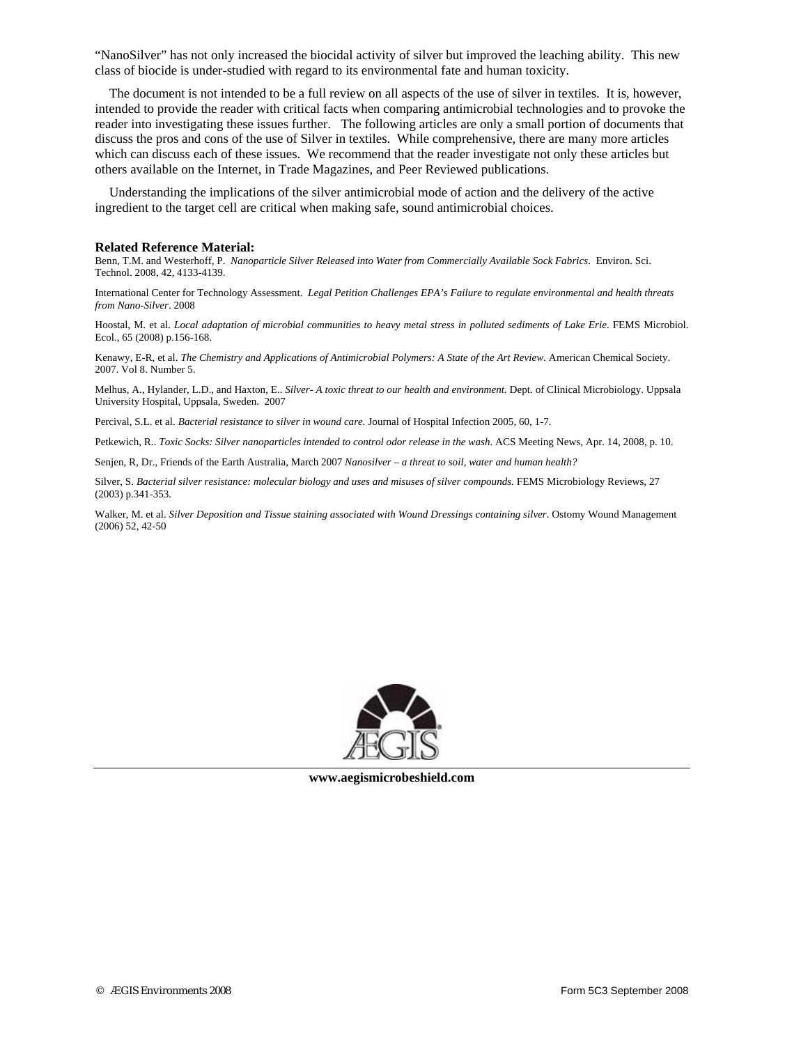"NanoSilver" has not only increased the biocidal activity of silver but improved the leaching ability. This new class of biocide is under-studied with regard to its environmental fate and human toxicity.

The document is not intended to be a full review on all aspects of the use of silver in textiles. It is, however, intended to provide the reader with critical facts when comparing antimicrobial technologies and to provoke the reader into investigating these issues further. The following articles are only a small portion of documents that discuss the pros and cons of the use of Silver in textiles. While comprehensive, there are many more articles which can discuss each of these issues. We recommend that the reader investigate not only these articles but others available on the Internet, in Trade Magazines, and Peer Reviewed publications.

Understanding the implications of the silver antimicrobial mode of action and the delivery of the active ingredient to the target cell are critical when making safe, sound antimicrobial choices.

**Related Reference Material:**

Benn, T.M. and Westerhoff, P. *Nanoparticle Silver Released into Water from Commercially Available Sock Fabrics*. Environ. Sci. Technol. 2008, 42, 4133-4139.

International Center for Technology Assessment. *Legal Petition Challenges EPA's Failure to regulate environmental and health threats from Nano-Silver*. 2008

Hoostal, M. et al. *Local adaptation of microbial communities to heavy metal stress in polluted sediments of Lake Erie*. FEMS Microbiol. Ecol., 65 (2008) p.156-168.

Kenawy, E-R, et al. *The Chemistry and Applications of Antimicrobial Polymers: A State of the Art Review*. American Chemical Society. 2007. Vol 8. Number 5.

Melhus, A., Hylander, L.D., and Haxton, E.. *Silver- A toxic threat to our health and environment*. Dept. of Clinical Microbiology. Uppsala University Hospital, Uppsala, Sweden. 2007

Percival, S.L. et al. *Bacterial resistance to silver in wound care.* Journal of Hospital Infection 2005, 60, 1-7.

Petkewich, R.. *Toxic Socks: Silver nanoparticles intended to control odor release in the wash*. ACS Meeting News, Apr. 14, 2008, p. 10.

Senjen, R, Dr., Friends of the Earth Australia, March 2007 *Nanosilver – a threat to soil, water and human health?*

Silver, S. *Bacterial silver resistance: molecular biology and uses and misuses of silver compounds.* FEMS Microbiology Reviews, 27 (2003) p.341-353.

Walker, M. et al. *Silver Deposition and Tissue staining associated with Wound Dressings containing silver*. Ostomy Wound Management (2006) 52, 42-50

ÆGIS

**www.aegismicrobeshield.com**

© ÆGIS Environments 2008

Form 5C3 September 2008